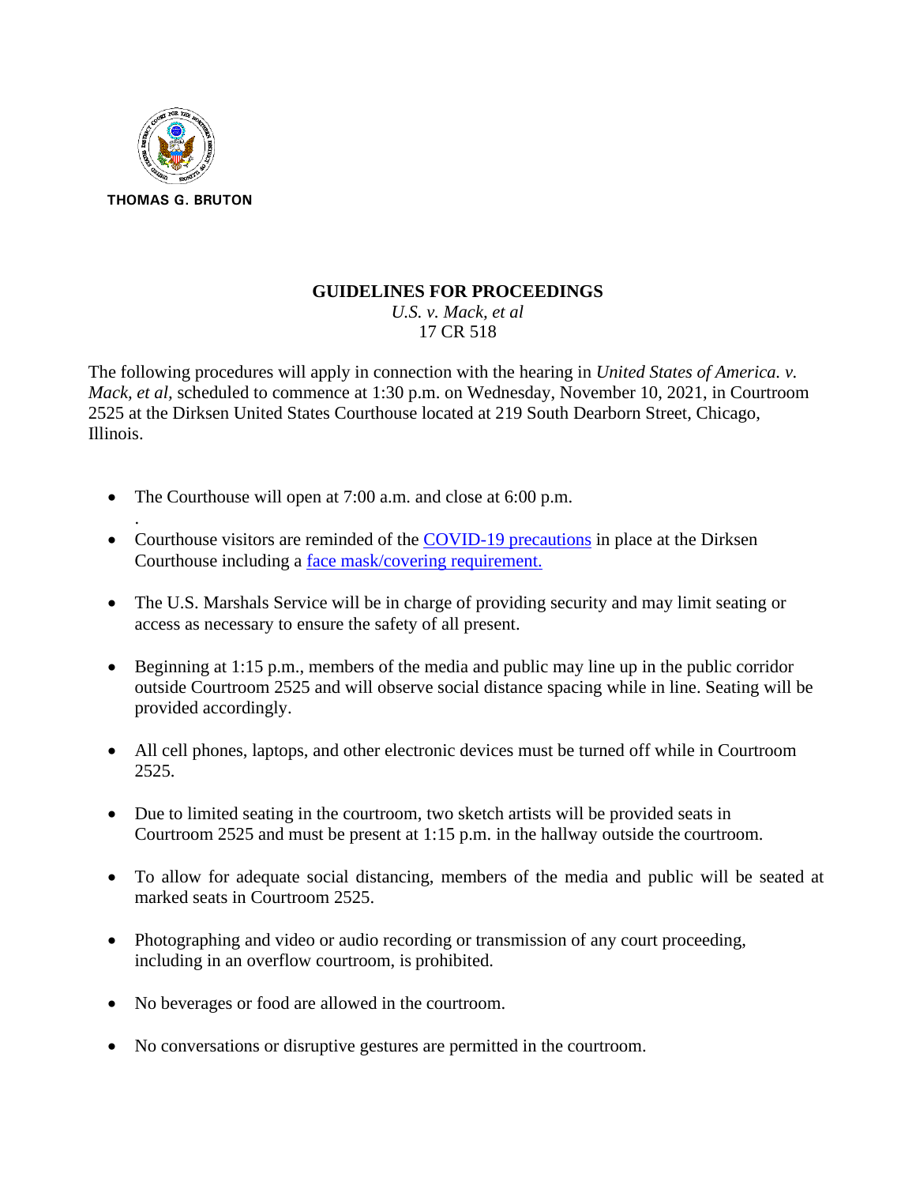THOMAS G. BRUTON

# GUIDELINES FOR PROCEEDINGS

*U.S. v. Mack, et al*
17 CR 518

The following procedures will apply in connection with the hearing in *United States of America. v. Mack, et al*, scheduled to commence at 1:30 p.m. on Wednesday, November 10, 2021, in Courtroom 2525 at the Dirksen United States Courthouse located at 219 South Dearborn Street, Chicago, Illinois.

- The Courthouse will open at 7:00 a.m. and close at 6:00 p.m.
- Courthouse visitors are reminded of the COVID-19 precautions in place at the Dirksen Courthouse including a face mask/covering requirement.
- The U.S. Marshals Service will be in charge of providing security and may limit seating or access as necessary to ensure the safety of all present.
- Beginning at 1:15 p.m., members of the media and public may line up in the public corridor outside Courtroom 2525 and will observe social distance spacing while in line. Seating will be provided accordingly.
- All cell phones, laptops, and other electronic devices must be turned off while in Courtroom 2525.
- Due to limited seating in the courtroom, two sketch artists will be provided seats in Courtroom 2525 and must be present at 1:15 p.m. in the hallway outside the courtroom.
- To allow for adequate social distancing, members of the media and public will be seated at marked seats in Courtroom 2525.
- Photographing and video or audio recording or transmission of any court proceeding, including in an overflow courtroom, is prohibited.
- No beverages or food are allowed in the courtroom.
- No conversations or disruptive gestures are permitted in the courtroom.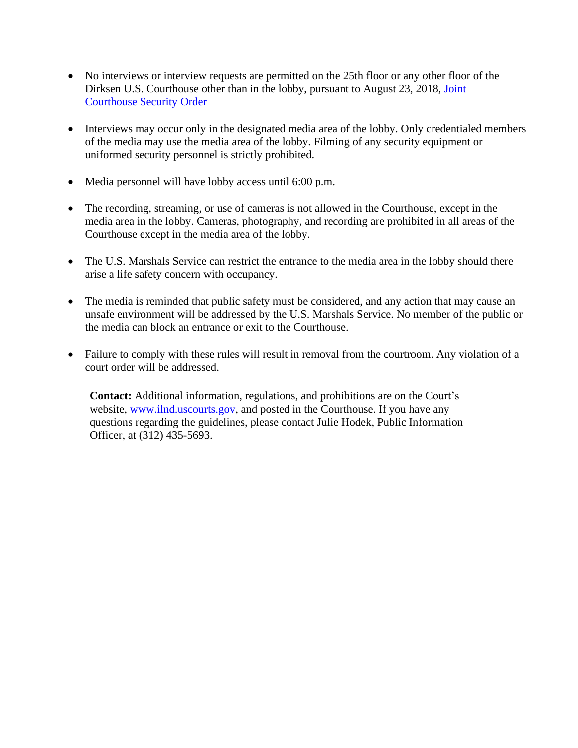- No interviews or interview requests are permitted on the 25th floor or any other floor of the Dirksen U.S. Courthouse other than in the lobby, pursuant to August 23, 2018, Joint Courthouse Security Order

- Interviews may occur only in the designated media area of the lobby. Only credentialed members of the media may use the media area of the lobby. Filming of any security equipment or uniformed security personnel is strictly prohibited.

- Media personnel will have lobby access until 6:00 p.m.

- The recording, streaming, or use of cameras is not allowed in the Courthouse, except in the media area in the lobby. Cameras, photography, and recording are prohibited in all areas of the Courthouse except in the media area of the lobby.

- The U.S. Marshals Service can restrict the entrance to the media area in the lobby should there arise a life safety concern with occupancy.

- The media is reminded that public safety must be considered, and any action that may cause an unsafe environment will be addressed by the U.S. Marshals Service. No member of the public or the media can block an entrance or exit to the Courthouse.

- Failure to comply with these rules will result in removal from the courtroom. Any violation of a court order will be addressed.

**Contact:** Additional information, regulations, and prohibitions are on the Court's website, www.ilnd.uscourts.gov, and posted in the Courthouse. If you have any questions regarding the guidelines, please contact Julie Hodek, Public Information Officer, at (312) 435-5693.